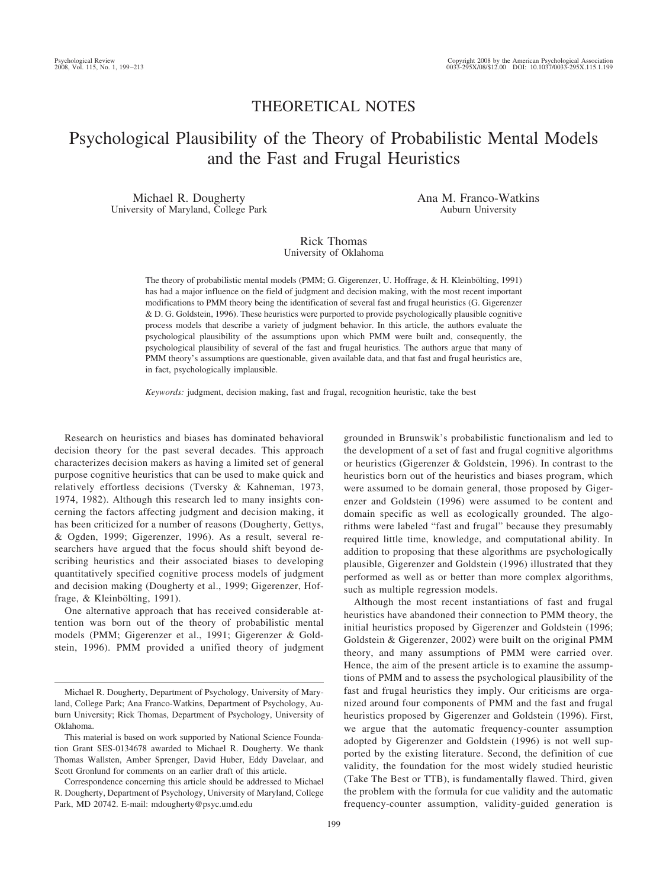# THEORETICAL NOTES

# Psychological Plausibility of the Theory of Probabilistic Mental Models and the Fast and Frugal Heuristics

Michael R. Dougherty
University of Maryland, College Park

Ana M. Franco-Watkins
Auburn University

Rick Thomas
University of Oklahoma

The theory of probabilistic mental models (PMM; G. Gigerenzer, U. Hoffrage, & H. Kleinbölting, 1991) has had a major influence on the field of judgment and decision making, with the most recent important modifications to PMM theory being the identification of several fast and frugal heuristics (G. Gigerenzer & D. G. Goldstein, 1996). These heuristics were purported to provide psychologically plausible cognitive process models that describe a variety of judgment behavior. In this article, the authors evaluate the psychological plausibility of the assumptions upon which PMM were built and, consequently, the psychological plausibility of several of the fast and frugal heuristics. The authors argue that many of PMM theory's assumptions are questionable, given available data, and that fast and frugal heuristics are, in fact, psychologically implausible.

*Keywords:* judgment, decision making, fast and frugal, recognition heuristic, take the best

Research on heuristics and biases has dominated behavioral decision theory for the past several decades. This approach characterizes decision makers as having a limited set of general purpose cognitive heuristics that can be used to make quick and relatively effortless decisions (Tversky & Kahneman, 1973, 1974, 1982). Although this research led to many insights concerning the factors affecting judgment and decision making, it has been criticized for a number of reasons (Dougherty, Gettys, & Ogden, 1999; Gigerenzer, 1996). As a result, several researchers have argued that the focus should shift beyond describing heuristics and their associated biases to developing quantitatively specified cognitive process models of judgment and decision making (Dougherty et al., 1999; Gigerenzer, Hoffrage, & Kleinbölting, 1991).

One alternative approach that has received considerable attention was born out of the theory of probabilistic mental models (PMM; Gigerenzer et al., 1991; Gigerenzer & Goldstein, 1996). PMM provided a unified theory of judgment grounded in Brunswik's probabilistic functionalism and led to the development of a set of fast and frugal cognitive algorithms or heuristics (Gigerenzer & Goldstein, 1996). In contrast to the heuristics born out of the heuristics and biases program, which were assumed to be domain general, those proposed by Gigerenzer and Goldstein (1996) were assumed to be content and domain specific as well as ecologically grounded. The algorithms were labeled "fast and frugal" because they presumably required little time, knowledge, and computational ability. In addition to proposing that these algorithms are psychologically plausible, Gigerenzer and Goldstein (1996) illustrated that they performed as well as or better than more complex algorithms, such as multiple regression models.

Although the most recent instantiations of fast and frugal heuristics have abandoned their connection to PMM theory, the initial heuristics proposed by Gigerenzer and Goldstein (1996; Goldstein & Gigerenzer, 2002) were built on the original PMM theory, and many assumptions of PMM were carried over. Hence, the aim of the present article is to examine the assumptions of PMM and to assess the psychological plausibility of the fast and frugal heuristics they imply. Our criticisms are organized around four components of PMM and the fast and frugal heuristics proposed by Gigerenzer and Goldstein (1996). First, we argue that the automatic frequency-counter assumption adopted by Gigerenzer and Goldstein (1996) is not well supported by the existing literature. Second, the definition of cue validity, the foundation for the most widely studied heuristic (Take The Best or TTB), is fundamentally flawed. Third, given the problem with the formula for cue validity and the automatic frequency-counter assumption, validity-guided generation is

Michael R. Dougherty, Department of Psychology, University of Maryland, College Park; Ana Franco-Watkins, Department of Psychology, Auburn University; Rick Thomas, Department of Psychology, University of Oklahoma.

This material is based on work supported by National Science Foundation Grant SES-0134678 awarded to Michael R. Dougherty. We thank Thomas Wallsten, Amber Sprenger, David Huber, Eddy Davelaar, and Scott Gronlund for comments on an earlier draft of this article.

Correspondence concerning this article should be addressed to Michael R. Dougherty, Department of Psychology, University of Maryland, College Park, MD 20742. E-mail: mdougherty@psyc.umd.edu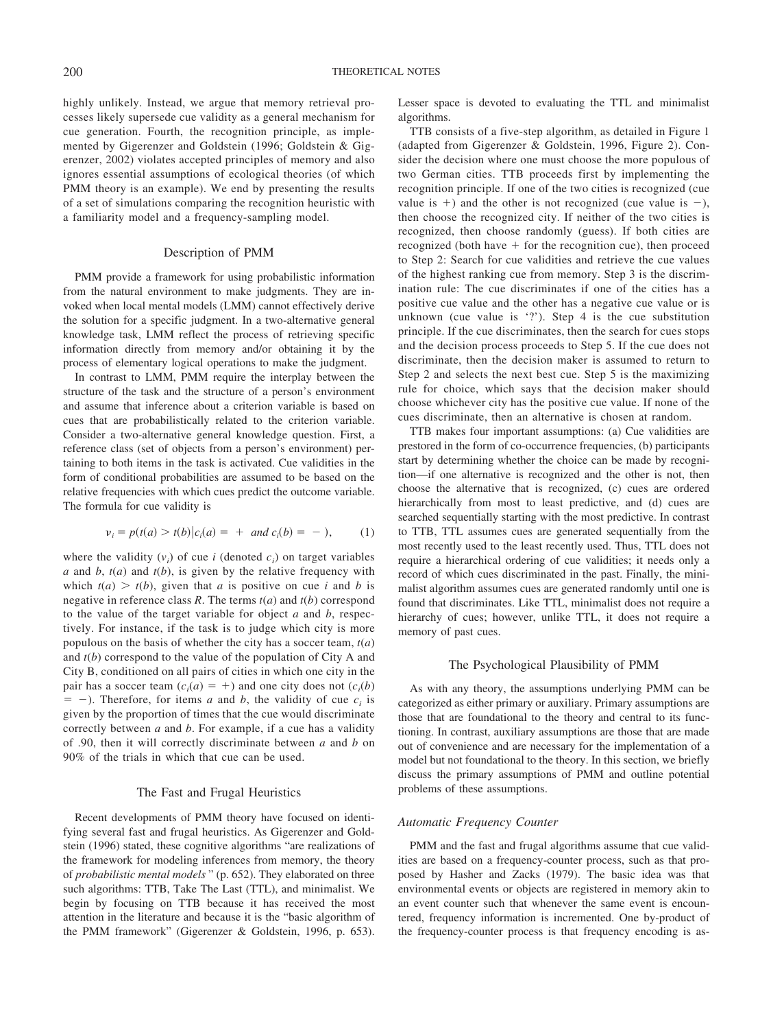highly unlikely. Instead, we argue that memory retrieval processes likely supersede cue validity as a general mechanism for cue generation. Fourth, the recognition principle, as implemented by Gigerenzer and Goldstein (1996; Goldstein & Gigerenzer, 2002) violates accepted principles of memory and also ignores essential assumptions of ecological theories (of which PMM theory is an example). We end by presenting the results of a set of simulations comparing the recognition heuristic with a familiarity model and a frequency-sampling model.

## Description of PMM

PMM provide a framework for using probabilistic information from the natural environment to make judgments. They are invoked when local mental models (LMM) cannot effectively derive the solution for a specific judgment. In a two-alternative general knowledge task, LMM reflect the process of retrieving specific information directly from memory and/or obtaining it by the process of elementary logical operations to make the judgment.

In contrast to LMM, PMM require the interplay between the structure of the task and the structure of a person's environment and assume that inference about a criterion variable is based on cues that are probabilistically related to the criterion variable. Consider a two-alternative general knowledge question. First, a reference class (set of objects from a person's environment) pertaining to both items in the task is activated. Cue validities in the form of conditional probabilities are assumed to be based on the relative frequencies with which cues predict the outcome variable. The formula for cue validity is

$$v_i = p(t(a) > t(b) | c_i(a) = + \ \textit{and} \ c_i(b) = -), \qquad (1)$$

where the validity ($v_i$) of cue $i$ (denoted $c_i$) on target variables $a$ and $b$, $t(a)$ and $t(b)$, is given by the relative frequency with which $t(a) > t(b)$, given that $a$ is positive on cue $i$ and $b$ is negative in reference class $R$. The terms $t(a)$ and $t(b)$ correspond to the value of the target variable for object $a$ and $b$, respectively. For instance, if the task is to judge which city is more populous on the basis of whether the city has a soccer team, $t(a)$ and $t(b)$ correspond to the value of the population of City A and City B, conditioned on all pairs of cities in which one city in the pair has a soccer team ($c_i(a) = +$) and one city does not ($c_i(b) = -$). Therefore, for items $a$ and $b$, the validity of cue $c_i$ is given by the proportion of times that the cue would discriminate correctly between $a$ and $b$. For example, if a cue has a validity of .90, then it will correctly discriminate between $a$ and $b$ on 90% of the trials in which that cue can be used.

## The Fast and Frugal Heuristics

Recent developments of PMM theory have focused on identifying several fast and frugal heuristics. As Gigerenzer and Goldstein (1996) stated, these cognitive algorithms "are realizations of the framework for modeling inferences from memory, the theory of *probabilistic mental models*" (p. 652). They elaborated on three such algorithms: TTB, Take The Last (TTL), and minimalist. We begin by focusing on TTB because it has received the most attention in the literature and because it is the "basic algorithm of the PMM framework" (Gigerenzer & Goldstein, 1996, p. 653). Lesser space is devoted to evaluating the TTL and minimalist algorithms.

TTB consists of a five-step algorithm, as detailed in Figure 1 (adapted from Gigerenzer & Goldstein, 1996, Figure 2). Consider the decision where one must choose the more populous of two German cities. TTB proceeds first by implementing the recognition principle. If one of the two cities is recognized (cue value is +) and the other is not recognized (cue value is −), then choose the recognized city. If neither of the two cities is recognized, then choose randomly (guess). If both cities are recognized (both have + for the recognition cue), then proceed to Step 2: Search for cue validities and retrieve the cue values of the highest ranking cue from memory. Step 3 is the discrimination rule: The cue discriminates if one of the cities has a positive cue value and the other has a negative cue value or is unknown (cue value is '?'). Step 4 is the cue substitution principle. If the cue discriminates, then the search for cues stops and the decision process proceeds to Step 5. If the cue does not discriminate, then the decision maker is assumed to return to Step 2 and selects the next best cue. Step 5 is the maximizing rule for choice, which says that the decision maker should choose whichever city has the positive cue value. If none of the cues discriminate, then an alternative is chosen at random.

TTB makes four important assumptions: (a) Cue validities are prestored in the form of co-occurrence frequencies, (b) participants start by determining whether the choice can be made by recognition—if one alternative is recognized and the other is not, then choose the alternative that is recognized, (c) cues are ordered hierarchically from most to least predictive, and (d) cues are searched sequentially starting with the most predictive. In contrast to TTB, TTL assumes cues are generated sequentially from the most recently used to the least recently used. Thus, TTL does not require a hierarchical ordering of cue validities; it needs only a record of which cues discriminated in the past. Finally, the minimalist algorithm assumes cues are generated randomly until one is found that discriminates. Like TTL, minimalist does not require a hierarchy of cues; however, unlike TTL, it does not require a memory of past cues.

## The Psychological Plausibility of PMM

As with any theory, the assumptions underlying PMM can be categorized as either primary or auxiliary. Primary assumptions are those that are foundational to the theory and central to its functioning. In contrast, auxiliary assumptions are those that are made out of convenience and are necessary for the implementation of a model but not foundational to the theory. In this section, we briefly discuss the primary assumptions of PMM and outline potential problems of these assumptions.

### *Automatic Frequency Counter*

PMM and the fast and frugal algorithms assume that cue validities are based on a frequency-counter process, such as that proposed by Hasher and Zacks (1979). The basic idea was that environmental events or objects are registered in memory akin to an event counter such that whenever the same event is encountered, frequency information is incremented. One by-product of the frequency-counter process is that frequency encoding is as-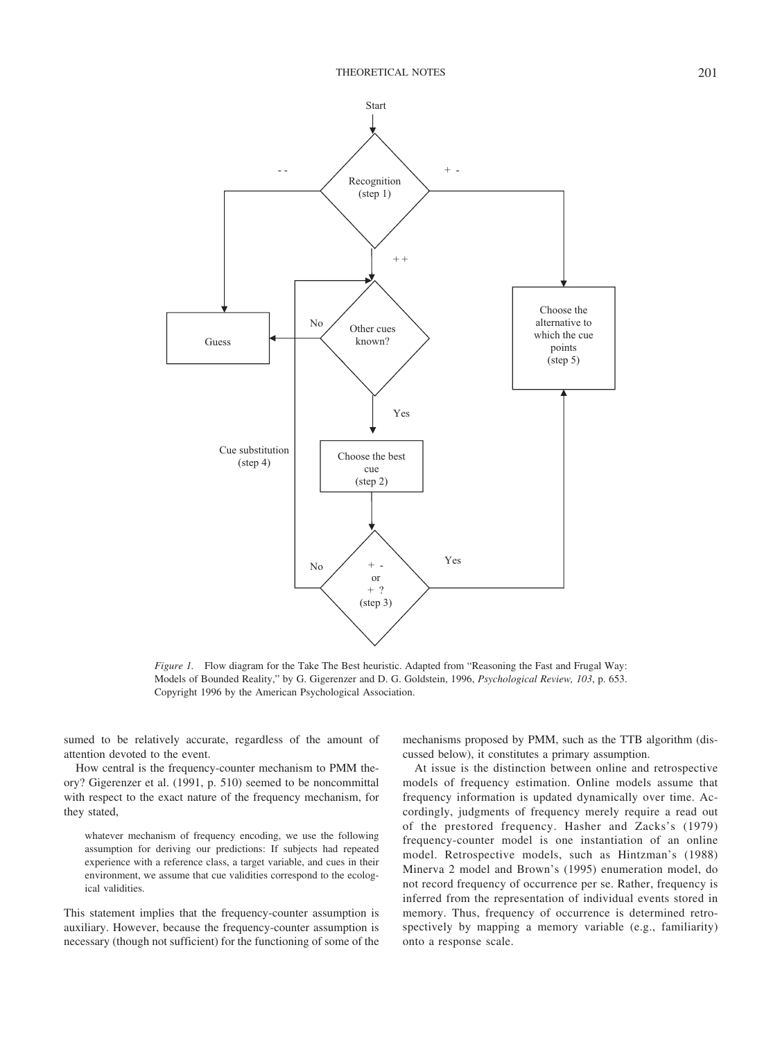Figure 1. Flow diagram for the Take The Best heuristic. Adapted from "Reasoning the Fast and Frugal Way: Models of Bounded Reality," by G. Gigerenzer and D. G. Goldstein, 1996, *Psychological Review, 103*, p. 653. Copyright 1996 by the American Psychological Association.

sumed to be relatively accurate, regardless of the amount of attention devoted to the event.

How central is the frequency-counter mechanism to PMM theory? Gigerenzer et al. (1991, p. 510) seemed to be noncommittal with respect to the exact nature of the frequency mechanism, for they stated,

> whatever mechanism of frequency encoding, we use the following assumption for deriving our predictions: If subjects had repeated experience with a reference class, a target variable, and cues in their environment, we assume that cue validities correspond to the ecological validities.

This statement implies that the frequency-counter assumption is auxiliary. However, because the frequency-counter assumption is necessary (though not sufficient) for the functioning of some of the mechanisms proposed by PMM, such as the TTB algorithm (discussed below), it constitutes a primary assumption.

At issue is the distinction between online and retrospective models of frequency estimation. Online models assume that frequency information is updated dynamically over time. Accordingly, judgments of frequency merely require a read out of the prestored frequency. Hasher and Zacks's (1979) frequency-counter model is one instantiation of an online model. Retrospective models, such as Hintzman's (1988) Minerva 2 model and Brown's (1995) enumeration model, do not record frequency of occurrence per se. Rather, frequency is inferred from the representation of individual events stored in memory. Thus, frequency of occurrence is determined retrospectively by mapping a memory variable (e.g., familiarity) onto a response scale.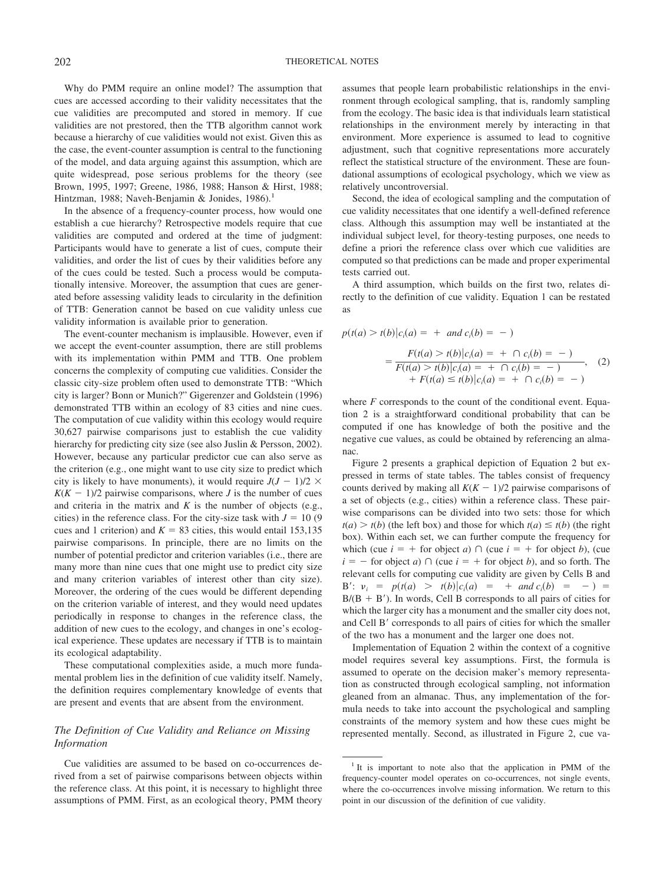Why do PMM require an online model? The assumption that cues are accessed according to their validity necessitates that the cue validities are precomputed and stored in memory. If cue validities are not prestored, then the TTB algorithm cannot work because a hierarchy of cue validities would not exist. Given this as the case, the event-counter assumption is central to the functioning of the model, and data arguing against this assumption, which are quite widespread, pose serious problems for the theory (see Brown, 1995, 1997; Greene, 1986, 1988; Hanson & Hirst, 1988; Hintzman, 1988; Naveh-Benjamin & Jonides, 1986).[1]

In the absence of a frequency-counter process, how would one establish a cue hierarchy? Retrospective models require that cue validities are computed and ordered at the time of judgment: Participants would have to generate a list of cues, compute their validities, and order the list of cues by their validities before any of the cues could be tested. Such a process would be computationally intensive. Moreover, the assumption that cues are generated before assessing validity leads to circularity in the definition of TTB: Generation cannot be based on cue validity unless cue validity information is available prior to generation.

The event-counter mechanism is implausible. However, even if we accept the event-counter assumption, there are still problems with its implementation within PMM and TTB. One problem concerns the complexity of computing cue validities. Consider the classic city-size problem often used to demonstrate TTB: "Which city is larger? Bonn or Munich?" Gigerenzer and Goldstein (1996) demonstrated TTB within an ecology of 83 cities and nine cues. The computation of cue validity within this ecology would require 30,627 pairwise comparisons just to establish the cue validity hierarchy for predicting city size (see also Juslin & Persson, 2002). However, because any particular predictor cue can also serve as the criterion (e.g., one might want to use city size to predict which city is likely to have monuments), it would require $J(J - 1)/2 \times K(K - 1)/2$ pairwise comparisons, where $J$ is the number of cues and criteria in the matrix and $K$ is the number of objects (e.g., cities) in the reference class. For the city-size task with $J = 10$ (9 cues and 1 criterion) and $K = 83$ cities, this would entail 153,135 pairwise comparisons. In principle, there are no limits on the number of potential predictor and criterion variables (i.e., there are many more than nine cues that one might use to predict city size and many criterion variables of interest other than city size). Moreover, the ordering of the cues would be different depending on the criterion variable of interest, and they would need updates periodically in response to changes in the reference class, the addition of new cues to the ecology, and changes in one's ecological experience. These updates are necessary if TTB is to maintain its ecological adaptability.

These computational complexities aside, a much more fundamental problem lies in the definition of cue validity itself. Namely, the definition requires complementary knowledge of events that are present and events that are absent from the environment.

### *The Definition of Cue Validity and Reliance on Missing Information*

Cue validities are assumed to be based on co-occurrences derived from a set of pairwise comparisons between objects within the reference class. At this point, it is necessary to highlight three assumptions of PMM. First, as an ecological theory, PMM theory assumes that people learn probabilistic relationships in the environment through ecological sampling, that is, randomly sampling from the ecology. The basic idea is that individuals learn statistical relationships in the environment merely by interacting in that environment. More experience is assumed to lead to cognitive adjustment, such that cognitive representations more accurately reflect the statistical structure of the environment. These are foundational assumptions of ecological psychology, which we view as relatively uncontroversial.

Second, the idea of ecological sampling and the computation of cue validity necessitates that one identify a well-defined reference class. Although this assumption may well be instantiated at the individual subject level, for theory-testing purposes, one needs to define a priori the reference class over which cue validities are computed so that predictions can be made and proper experimental tests carried out.

A third assumption, which builds on the first two, relates directly to the definition of cue validity. Equation 1 can be restated as

$$p(t(a) > t(b) | c_i(a) = + \ \textit{and}\ c_i(b) = -)$$
$$= \frac{F(t(a) > t(b) | c_i(a) = + \cap c_i(b) = -)}{F(t(a) > t(b) | c_i(a) = + \cap c_i(b) = -) + F(t(a) \leq t(b) | c_i(a) = + \cap c_i(b) = -)}, \quad (2)$$

where $F$ corresponds to the count of the conditional event. Equation 2 is a straightforward conditional probability that can be computed if one has knowledge of both the positive and the negative cue values, as could be obtained by referencing an almanac.

Figure 2 presents a graphical depiction of Equation 2 but expressed in terms of state tables. The tables consist of frequency counts derived by making all $K(K - 1)/2$ pairwise comparisons of a set of objects (e.g., cities) within a reference class. These pairwise comparisons can be divided into two sets: those for which $t(a) > t(b)$ (the left box) and those for which $t(a) \leq t(b)$ (the right box). Within each set, we can further compute the frequency for which (cue $i = +$ for object $a$) $\cap$ (cue $i = +$ for object $b$), (cue $i = -$ for object $a$) $\cap$ (cue $i = +$ for object $b$), and so forth. The relevant cells for computing cue validity are given by Cells B and B′: $v_i = p(t(a) > t(b) | c_i(a) = + \ \textit{and}\ c_i(b) = -) = \text{B}/(\text{B} + \text{B}')$. In words, Cell B corresponds to all pairs of cities for which the larger city has a monument and the smaller city does not, and Cell B′ corresponds to all pairs of cities for which the smaller of the two has a monument and the larger one does not.

Implementation of Equation 2 within the context of a cognitive model requires several key assumptions. First, the formula is assumed to operate on the decision maker's memory representation as constructed through ecological sampling, not information gleaned from an almanac. Thus, any implementation of the formula needs to take into account the psychological and sampling constraints of the memory system and how these cues might be represented mentally. Second, as illustrated in Figure 2, cue va-

[1] It is important to note also that the application in PMM of the frequency-counter model operates on co-occurrences, not single events, where the co-occurrences involve missing information. We return to this point in our discussion of the definition of cue validity.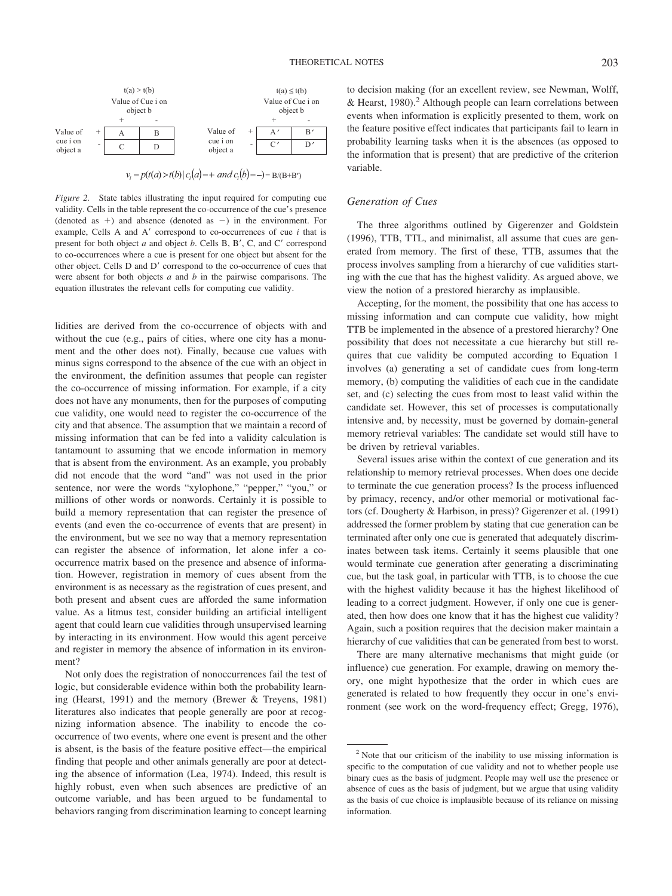| | | t(a) > t(b) Value of Cue i on object b | |
|---|---|---|---|
| | | + | - |
| Value of cue i on object a | + | A | B |
| | - | C | D |

| | | t(a) ≤ t(b) Value of Cue i on object b | |
|---|---|---|---|
| | | + | - |
| Value of cue i on object a | + | A′ | B′ |
| | - | C′ | D′ |

$$v_i = p(t(a) > t(b) \mid c_i(a) = + \text{ and } c_i(b) = -) = B/(B+B')$$

*Figure 2.* State tables illustrating the input required for computing cue validity. Cells in the table represent the co-occurrence of the cue's presence (denoted as +) and absence (denoted as −) in the environment. For example, Cells A and A′ correspond to co-occurrences of cue *i* that is present for both object *a* and object *b*. Cells B, B′, C, and C′ correspond to co-occurrences where a cue is present for one object but absent for the other object. Cells D and D′ correspond to the co-occurrence of cues that were absent for both objects *a* and *b* in the pairwise comparisons. The equation illustrates the relevant cells for computing cue validity.

lidities are derived from the co-occurrence of objects with and without the cue (e.g., pairs of cities, where one city has a monument and the other does not). Finally, because cue values with minus signs correspond to the absence of the cue with an object in the environment, the definition assumes that people can register the co-occurrence of missing information. For example, if a city does not have any monuments, then for the purposes of computing cue validity, one would need to register the co-occurrence of the city and that absence. The assumption that we maintain a record of missing information that can be fed into a validity calculation is tantamount to assuming that we encode information in memory that is absent from the environment. As an example, you probably did not encode that the word "and" was not used in the prior sentence, nor were the words "xylophone," "pepper," "you," or millions of other words or nonwords. Certainly it is possible to build a memory representation that can register the presence of events (and even the co-occurrence of events that are present) in the environment, but we see no way that a memory representation can register the absence of information, let alone infer a co-occurrence matrix based on the presence and absence of information. However, registration in memory of cues absent from the environment is as necessary as the registration of cues present, and both present and absent cues are afforded the same information value. As a litmus test, consider building an artificial intelligent agent that could learn cue validities through unsupervised learning by interacting in its environment. How would this agent perceive and register in memory the absence of information in its environment?

Not only does the registration of nonoccurrences fail the test of logic, but considerable evidence within both the probability learning (Hearst, 1991) and the memory (Brewer & Treyens, 1981) literatures also indicates that people generally are poor at recognizing information absence. The inability to encode the co-occurrence of two events, where one event is present and the other is absent, is the basis of the feature positive effect—the empirical finding that people and other animals generally are poor at detecting the absence of information (Lea, 1974). Indeed, this result is highly robust, even when such absences are predictive of an outcome variable, and has been argued to be fundamental to behaviors ranging from discrimination learning to concept learning to decision making (for an excellent review, see Newman, Wolff, & Hearst, 1980).[2] Although people can learn correlations between events when information is explicitly presented to them, work on the feature positive effect indicates that participants fail to learn in probability learning tasks when it is the absences (as opposed to the information that is present) that are predictive of the criterion variable.

## *Generation of Cues*

The three algorithms outlined by Gigerenzer and Goldstein (1996), TTB, TTL, and minimalist, all assume that cues are generated from memory. The first of these, TTB, assumes that the process involves sampling from a hierarchy of cue validities starting with the cue that has the highest validity. As argued above, we view the notion of a prestored hierarchy as implausible.

Accepting, for the moment, the possibility that one has access to missing information and can compute cue validity, how might TTB be implemented in the absence of a prestored hierarchy? One possibility that does not necessitate a cue hierarchy but still requires that cue validity be computed according to Equation 1 involves (a) generating a set of candidate cues from long-term memory, (b) computing the validities of each cue in the candidate set, and (c) selecting the cues from most to least valid within the candidate set. However, this set of processes is computationally intensive and, by necessity, must be governed by domain-general memory retrieval variables: The candidate set would still have to be driven by retrieval variables.

Several issues arise within the context of cue generation and its relationship to memory retrieval processes. When does one decide to terminate the cue generation process? Is the process influenced by primacy, recency, and/or other memorial or motivational factors (cf. Dougherty & Harbison, in press)? Gigerenzer et al. (1991) addressed the former problem by stating that cue generation can be terminated after only one cue is generated that adequately discriminates between task items. Certainly it seems plausible that one would terminate cue generation after generating a discriminating cue, but the task goal, in particular with TTB, is to choose the cue with the highest validity because it has the highest likelihood of leading to a correct judgment. However, if only one cue is generated, then how does one know that it has the highest cue validity? Again, such a position requires that the decision maker maintain a hierarchy of cue validities that can be generated from best to worst.

There are many alternative mechanisms that might guide (or influence) cue generation. For example, drawing on memory theory, one might hypothesize that the order in which cues are generated is related to how frequently they occur in one's environment (see work on the word-frequency effect; Gregg, 1976),

[2] Note that our criticism of the inability to use missing information is specific to the computation of cue validity and not to whether people use binary cues as the basis of judgment. People may well use the presence or absence of cues as the basis of judgment, but we argue that using validity as the basis of cue choice is implausible because of its reliance on missing information.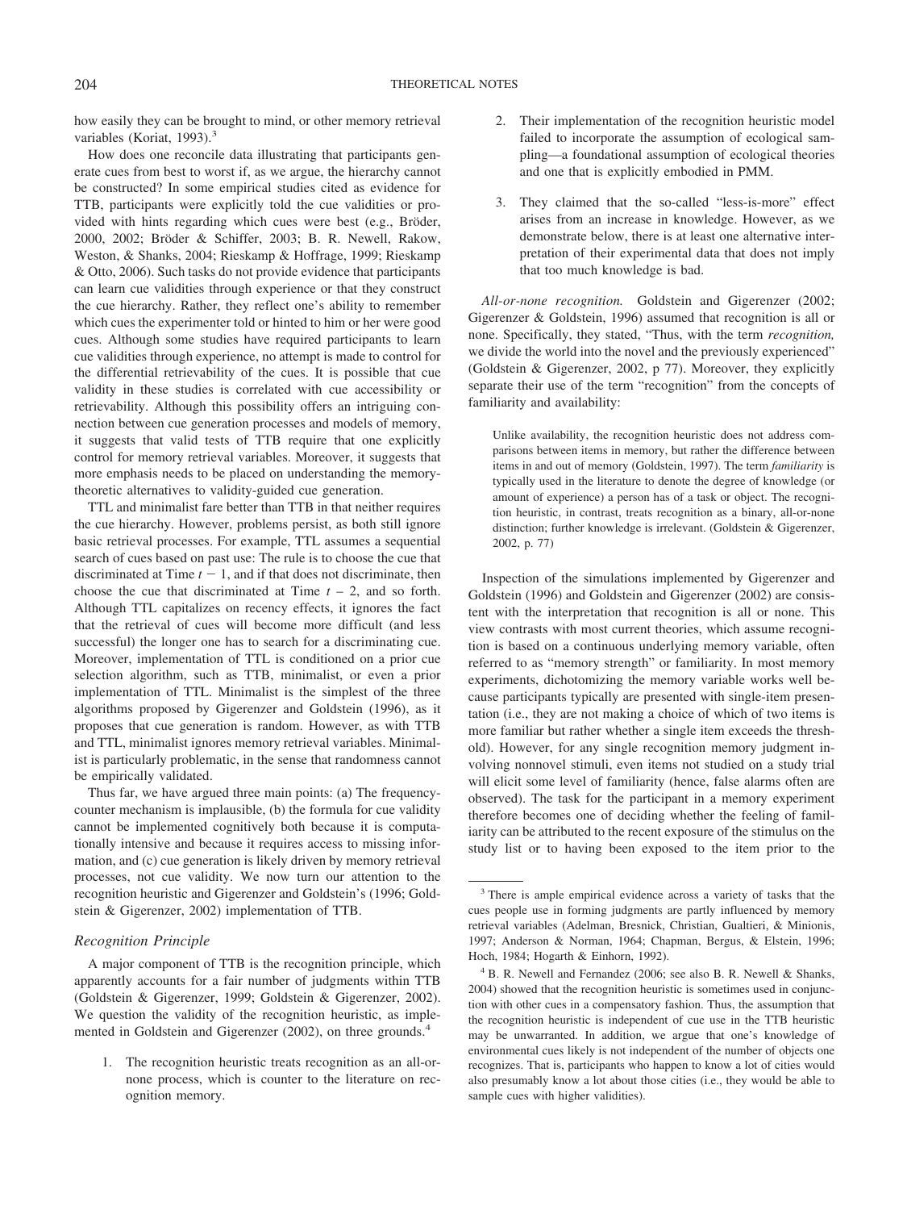how easily they can be brought to mind, or other memory retrieval variables (Koriat, 1993).[3]

How does one reconcile data illustrating that participants generate cues from best to worst if, as we argue, the hierarchy cannot be constructed? In some empirical studies cited as evidence for TTB, participants were explicitly told the cue validities or provided with hints regarding which cues were best (e.g., Bröder, 2000, 2002; Bröder & Schiffer, 2003; B. R. Newell, Rakow, Weston, & Shanks, 2004; Rieskamp & Hoffrage, 1999; Rieskamp & Otto, 2006). Such tasks do not provide evidence that participants can learn cue validities through experience or that they construct the cue hierarchy. Rather, they reflect one's ability to remember which cues the experimenter told or hinted to him or her were good cues. Although some studies have required participants to learn cue validities through experience, no attempt is made to control for the differential retrievability of the cues. It is possible that cue validity in these studies is correlated with cue accessibility or retrievability. Although this possibility offers an intriguing connection between cue generation processes and models of memory, it suggests that valid tests of TTB require that one explicitly control for memory retrieval variables. Moreover, it suggests that more emphasis needs to be placed on understanding the memory-theoretic alternatives to validity-guided cue generation.

TTL and minimalist fare better than TTB in that neither requires the cue hierarchy. However, problems persist, as both still ignore basic retrieval processes. For example, TTL assumes a sequential search of cues based on past use: The rule is to choose the cue that discriminated at Time $t - 1$, and if that does not discriminate, then choose the cue that discriminated at Time $t$ – 2, and so forth. Although TTL capitalizes on recency effects, it ignores the fact that the retrieval of cues will become more difficult (and less successful) the longer one has to search for a discriminating cue. Moreover, implementation of TTL is conditioned on a prior cue selection algorithm, such as TTB, minimalist, or even a prior implementation of TTL. Minimalist is the simplest of the three algorithms proposed by Gigerenzer and Goldstein (1996), as it proposes that cue generation is random. However, as with TTB and TTL, minimalist ignores memory retrieval variables. Minimalist is particularly problematic, in the sense that randomness cannot be empirically validated.

Thus far, we have argued three main points: (a) The frequency-counter mechanism is implausible, (b) the formula for cue validity cannot be implemented cognitively both because it is computationally intensive and because it requires access to missing information, and (c) cue generation is likely driven by memory retrieval processes, not cue validity. We now turn our attention to the recognition heuristic and Gigerenzer and Goldstein's (1996; Goldstein & Gigerenzer, 2002) implementation of TTB.

### *Recognition Principle*

A major component of TTB is the recognition principle, which apparently accounts for a fair number of judgments within TTB (Goldstein & Gigerenzer, 1999; Goldstein & Gigerenzer, 2002). We question the validity of the recognition heuristic, as implemented in Goldstein and Gigerenzer (2002), on three grounds.[4]

1. The recognition heuristic treats recognition as an all-or-none process, which is counter to the literature on recognition memory.

2. Their implementation of the recognition heuristic model failed to incorporate the assumption of ecological sampling—a foundational assumption of ecological theories and one that is explicitly embodied in PMM.

3. They claimed that the so-called "less-is-more" effect arises from an increase in knowledge. However, as we demonstrate below, there is at least one alternative interpretation of their experimental data that does not imply that too much knowledge is bad.

*All-or-none recognition.* Goldstein and Gigerenzer (2002; Gigerenzer & Goldstein, 1996) assumed that recognition is all or none. Specifically, they stated, "Thus, with the term *recognition,* we divide the world into the novel and the previously experienced" (Goldstein & Gigerenzer, 2002, p 77). Moreover, they explicitly separate their use of the term "recognition" from the concepts of familiarity and availability:

> Unlike availability, the recognition heuristic does not address comparisons between items in memory, but rather the difference between items in and out of memory (Goldstein, 1997). The term *familiarity* is typically used in the literature to denote the degree of knowledge (or amount of experience) a person has of a task or object. The recognition heuristic, in contrast, treats recognition as a binary, all-or-none distinction; further knowledge is irrelevant. (Goldstein & Gigerenzer, 2002, p. 77)

Inspection of the simulations implemented by Gigerenzer and Goldstein (1996) and Goldstein and Gigerenzer (2002) are consistent with the interpretation that recognition is all or none. This view contrasts with most current theories, which assume recognition is based on a continuous underlying memory variable, often referred to as "memory strength" or familiarity. In most memory experiments, dichotomizing the memory variable works well because participants typically are presented with single-item presentation (i.e., they are not making a choice of which of two items is more familiar but rather whether a single item exceeds the threshold). However, for any single recognition memory judgment involving nonnovel stimuli, even items not studied on a study trial will elicit some level of familiarity (hence, false alarms often are observed). The task for the participant in a memory experiment therefore becomes one of deciding whether the feeling of familiarity can be attributed to the recent exposure of the stimulus on the study list or to having been exposed to the item prior to the

[3] There is ample empirical evidence across a variety of tasks that the cues people use in forming judgments are partly influenced by memory retrieval variables (Adelman, Bresnick, Christian, Gualtieri, & Minionis, 1997; Anderson & Norman, 1964; Chapman, Bergus, & Elstein, 1996; Hoch, 1984; Hogarth & Einhorn, 1992).

[4] B. R. Newell and Fernandez (2006; see also B. R. Newell & Shanks, 2004) showed that the recognition heuristic is sometimes used in conjunction with other cues in a compensatory fashion. Thus, the assumption that the recognition heuristic is independent of cue use in the TTB heuristic may be unwarranted. In addition, we argue that one's knowledge of environmental cues likely is not independent of the number of objects one recognizes. That is, participants who happen to know a lot of cities would also presumably know a lot about those cities (i.e., they would be able to sample cues with higher validities).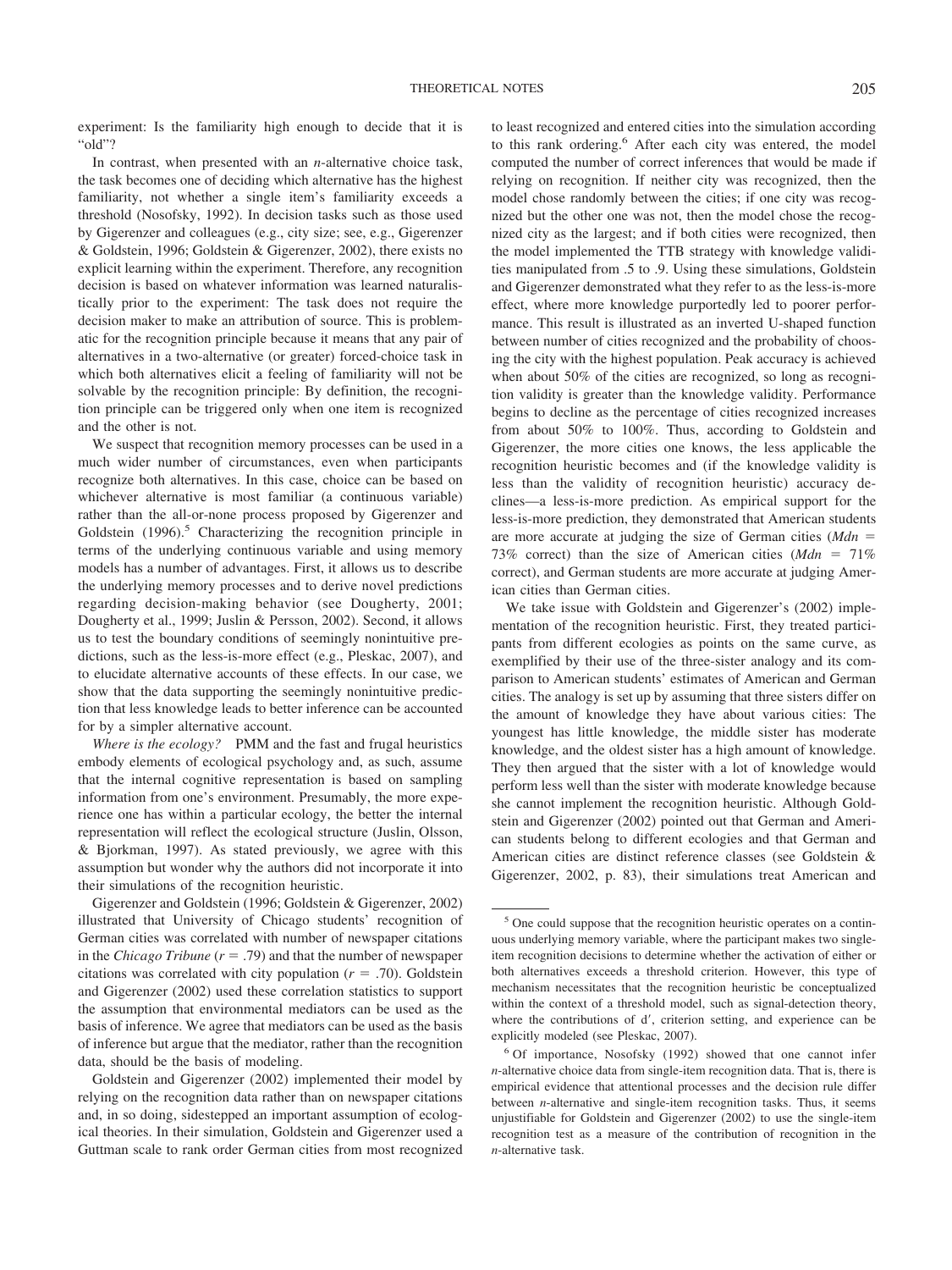experiment: Is the familiarity high enough to decide that it is "old"?

In contrast, when presented with an *n*-alternative choice task, the task becomes one of deciding which alternative has the highest familiarity, not whether a single item's familiarity exceeds a threshold (Nosofsky, 1992). In decision tasks such as those used by Gigerenzer and colleagues (e.g., city size; see, e.g., Gigerenzer & Goldstein, 1996; Goldstein & Gigerenzer, 2002), there exists no explicit learning within the experiment. Therefore, any recognition decision is based on whatever information was learned naturalistically prior to the experiment: The task does not require the decision maker to make an attribution of source. This is problematic for the recognition principle because it means that any pair of alternatives in a two-alternative (or greater) forced-choice task in which both alternatives elicit a feeling of familiarity will not be solvable by the recognition principle: By definition, the recognition principle can be triggered only when one item is recognized and the other is not.

We suspect that recognition memory processes can be used in a much wider number of circumstances, even when participants recognize both alternatives. In this case, choice can be based on whichever alternative is most familiar (a continuous variable) rather than the all-or-none process proposed by Gigerenzer and Goldstein (1996).[5] Characterizing the recognition principle in terms of the underlying continuous variable and using memory models has a number of advantages. First, it allows us to describe the underlying memory processes and to derive novel predictions regarding decision-making behavior (see Dougherty, 2001; Dougherty et al., 1999; Juslin & Persson, 2002). Second, it allows us to test the boundary conditions of seemingly nonintuitive predictions, such as the less-is-more effect (e.g., Pleskac, 2007), and to elucidate alternative accounts of these effects. In our case, we show that the data supporting the seemingly nonintuitive prediction that less knowledge leads to better inference can be accounted for by a simpler alternative account.

*Where is the ecology?* PMM and the fast and frugal heuristics embody elements of ecological psychology and, as such, assume that the internal cognitive representation is based on sampling information from one's environment. Presumably, the more experience one has within a particular ecology, the better the internal representation will reflect the ecological structure (Juslin, Olsson, & Bjorkman, 1997). As stated previously, we agree with this assumption but wonder why the authors did not incorporate it into their simulations of the recognition heuristic.

Gigerenzer and Goldstein (1996; Goldstein & Gigerenzer, 2002) illustrated that University of Chicago students' recognition of German cities was correlated with number of newspaper citations in the *Chicago Tribune* ($r = .79$) and that the number of newspaper citations was correlated with city population ($r = .70$). Goldstein and Gigerenzer (2002) used these correlation statistics to support the assumption that environmental mediators can be used as the basis of inference. We agree that mediators can be used as the basis of inference but argue that the mediator, rather than the recognition data, should be the basis of modeling.

Goldstein and Gigerenzer (2002) implemented their model by relying on the recognition data rather than on newspaper citations and, in so doing, sidestepped an important assumption of ecological theories. In their simulation, Goldstein and Gigerenzer used a Guttman scale to rank order German cities from most recognized to least recognized and entered cities into the simulation according to this rank ordering.[6] After each city was entered, the model computed the number of correct inferences that would be made if relying on recognition. If neither city was recognized, then the model chose randomly between the cities; if one city was recognized but the other one was not, then the model chose the recognized city as the largest; and if both cities were recognized, then the model implemented the TTB strategy with knowledge validities manipulated from .5 to .9. Using these simulations, Goldstein and Gigerenzer demonstrated what they refer to as the less-is-more effect, where more knowledge purportedly led to poorer performance. This result is illustrated as an inverted U-shaped function between number of cities recognized and the probability of choosing the city with the highest population. Peak accuracy is achieved when about 50% of the cities are recognized, so long as recognition validity is greater than the knowledge validity. Performance begins to decline as the percentage of cities recognized increases from about 50% to 100%. Thus, according to Goldstein and Gigerenzer, the more cities one knows, the less applicable the recognition heuristic becomes and (if the knowledge validity is less than the validity of recognition heuristic) accuracy declines—a less-is-more prediction. As empirical support for the less-is-more prediction, they demonstrated that American students are more accurate at judging the size of German cities (*Mdn* = 73% correct) than the size of American cities (*Mdn* = 71% correct), and German students are more accurate at judging American cities than German cities.

We take issue with Goldstein and Gigerenzer's (2002) implementation of the recognition heuristic. First, they treated participants from different ecologies as points on the same curve, as exemplified by their use of the three-sister analogy and its comparison to American students' estimates of American and German cities. The analogy is set up by assuming that three sisters differ on the amount of knowledge they have about various cities: The youngest has little knowledge, the middle sister has moderate knowledge, and the oldest sister has a high amount of knowledge. They then argued that the sister with a lot of knowledge would perform less well than the sister with moderate knowledge because she cannot implement the recognition heuristic. Although Goldstein and Gigerenzer (2002) pointed out that German and American students belong to different ecologies and that German and American cities are distinct reference classes (see Goldstein & Gigerenzer, 2002, p. 83), their simulations treat American and

---

[5] One could suppose that the recognition heuristic operates on a continuous underlying memory variable, where the participant makes two single-item recognition decisions to determine whether the activation of either or both alternatives exceeds a threshold criterion. However, this type of mechanism necessitates that the recognition heuristic be conceptualized within the context of a threshold model, such as signal-detection theory, where the contributions of $d'$, criterion setting, and experience can be explicitly modeled (see Pleskac, 2007).

[6] Of importance, Nosofsky (1992) showed that one cannot infer *n*-alternative choice data from single-item recognition data. That is, there is empirical evidence that attentional processes and the decision rule differ between *n*-alternative and single-item recognition tasks. Thus, it seems unjustifiable for Goldstein and Gigerenzer (2002) to use the single-item recognition test as a measure of the contribution of recognition in the *n*-alternative task.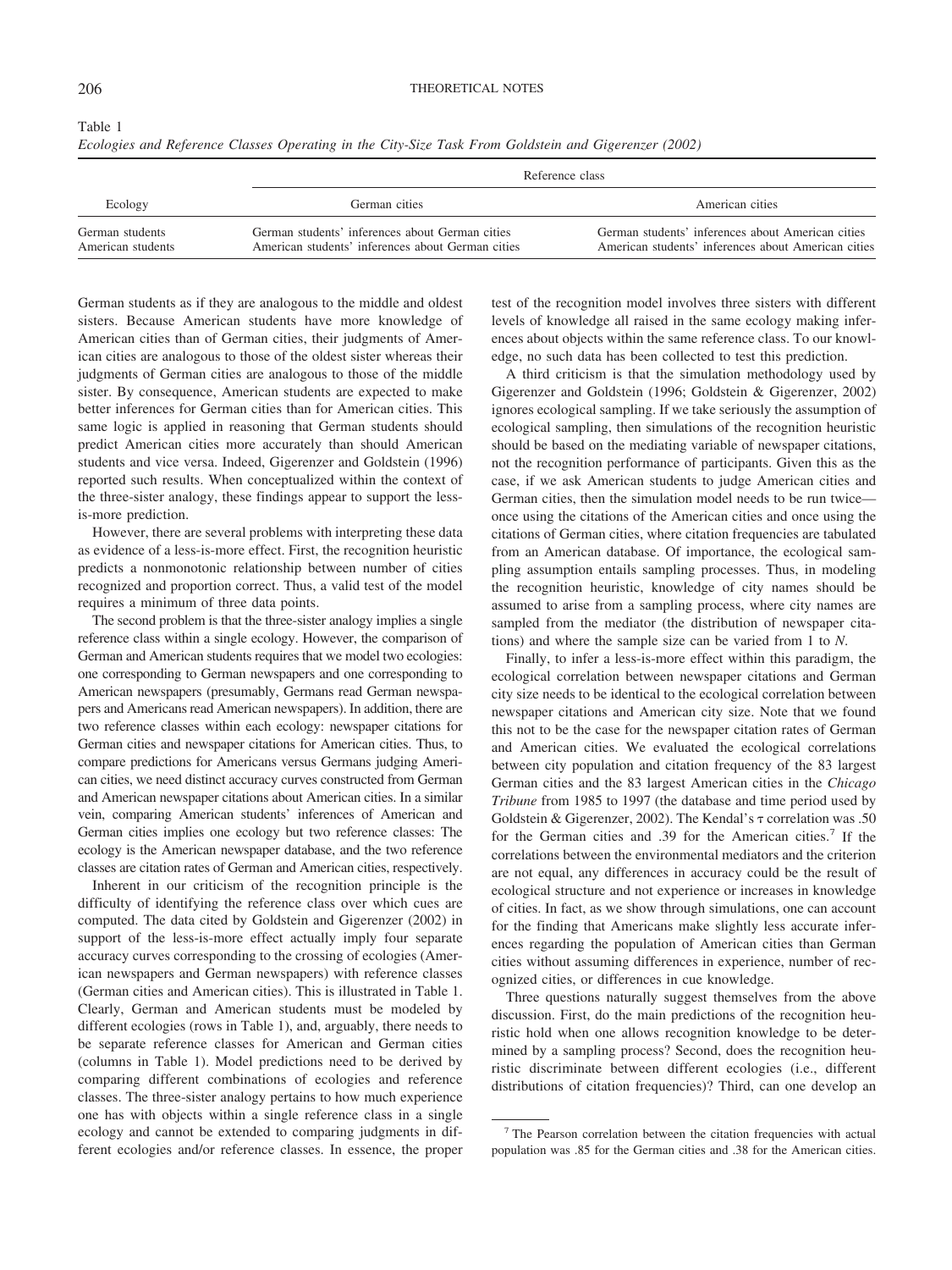Table 1
*Ecologies and Reference Classes Operating in the City-Size Task From Goldstein and Gigerenzer (2002)*

| Ecology | Reference class | |
|---|---|---|
| | German cities | American cities |
| German students | German students' inferences about German cities | German students' inferences about American cities |
| American students | American students' inferences about German cities | American students' inferences about American cities |

German students as if they are analogous to the middle and oldest sisters. Because American students have more knowledge of American cities than of German cities, their judgments of American cities are analogous to those of the oldest sister whereas their judgments of German cities are analogous to those of the middle sister. By consequence, American students are expected to make better inferences for German cities than for American cities. This same logic is applied in reasoning that German students should predict American cities more accurately than should American students and vice versa. Indeed, Gigerenzer and Goldstein (1996) reported such results. When conceptualized within the context of the three-sister analogy, these findings appear to support the less-is-more prediction.

However, there are several problems with interpreting these data as evidence of a less-is-more effect. First, the recognition heuristic predicts a nonmonotonic relationship between number of cities recognized and proportion correct. Thus, a valid test of the model requires a minimum of three data points.

The second problem is that the three-sister analogy implies a single reference class within a single ecology. However, the comparison of German and American students requires that we model two ecologies: one corresponding to German newspapers and one corresponding to American newspapers (presumably, Germans read German newspapers and Americans read American newspapers). In addition, there are two reference classes within each ecology: newspaper citations for German cities and newspaper citations for American cities. Thus, to compare predictions for Americans versus Germans judging American cities, we need distinct accuracy curves constructed from German and American newspaper citations about American cities. In a similar vein, comparing American students' inferences of American and German cities implies one ecology but two reference classes: The ecology is the American newspaper database, and the two reference classes are citation rates of German and American cities, respectively.

Inherent in our criticism of the recognition principle is the difficulty of identifying the reference class over which cues are computed. The data cited by Goldstein and Gigerenzer (2002) in support of the less-is-more effect actually imply four separate accuracy curves corresponding to the crossing of ecologies (American newspapers and German newspapers) with reference classes (German cities and American cities). This is illustrated in Table 1. Clearly, German and American students must be modeled by different ecologies (rows in Table 1), and, arguably, there needs to be separate reference classes for American and German cities (columns in Table 1). Model predictions need to be derived by comparing different combinations of ecologies and reference classes. The three-sister analogy pertains to how much experience one has with objects within a single reference class in a single ecology and cannot be extended to comparing judgments in different ecologies and/or reference classes. In essence, the proper test of the recognition model involves three sisters with different levels of knowledge all raised in the same ecology making inferences about objects within the same reference class. To our knowledge, no such data has been collected to test this prediction.

A third criticism is that the simulation methodology used by Gigerenzer and Goldstein (1996; Goldstein & Gigerenzer, 2002) ignores ecological sampling. If we take seriously the assumption of ecological sampling, then simulations of the recognition heuristic should be based on the mediating variable of newspaper citations, not the recognition performance of participants. Given this as the case, if we ask American students to judge American cities and German cities, then the simulation model needs to be run twice—once using the citations of the American cities and once using the citations of German cities, where citation frequencies are tabulated from an American database. Of importance, the ecological sampling assumption entails sampling processes. Thus, in modeling the recognition heuristic, knowledge of city names should be assumed to arise from a sampling process, where city names are sampled from the mediator (the distribution of newspaper citations) and where the sample size can be varied from 1 to *N*.

Finally, to infer a less-is-more effect within this paradigm, the ecological correlation between newspaper citations and German city size needs to be identical to the ecological correlation between newspaper citations and American city size. Note that we found this not to be the case for the newspaper citation rates of German and American cities. We evaluated the ecological correlations between city population and citation frequency of the 83 largest German cities and the 83 largest American cities in the *Chicago Tribune* from 1985 to 1997 (the database and time period used by Goldstein & Gigerenzer, 2002). The Kendal's $\tau$ correlation was .50 for the German cities and .39 for the American cities.[7] If the correlations between the environmental mediators and the criterion are not equal, any differences in accuracy could be the result of ecological structure and not experience or increases in knowledge of cities. In fact, as we show through simulations, one can account for the finding that Americans make slightly less accurate inferences regarding the population of American cities than German cities without assuming differences in experience, number of recognized cities, or differences in cue knowledge.

Three questions naturally suggest themselves from the above discussion. First, do the main predictions of the recognition heuristic hold when one allows recognition knowledge to be determined by a sampling process? Second, does the recognition heuristic discriminate between different ecologies (i.e., different distributions of citation frequencies)? Third, can one develop an

[7] The Pearson correlation between the citation frequencies with actual population was .85 for the German cities and .38 for the American cities.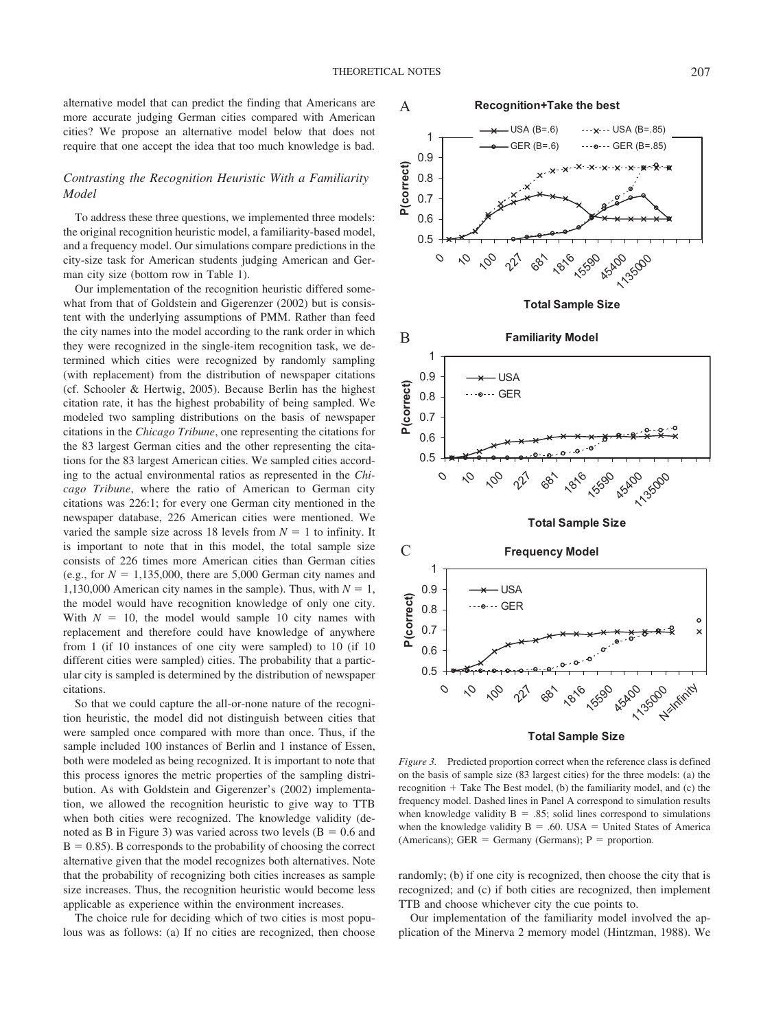alternative model that can predict the finding that Americans are more accurate judging German cities compared with American cities? We propose an alternative model below that does not require that one accept the idea that too much knowledge is bad.

### Contrasting the Recognition Heuristic With a Familiarity Model

To address these three questions, we implemented three models: the original recognition heuristic model, a familiarity-based model, and a frequency model. Our simulations compare predictions in the city-size task for American students judging American and German city size (bottom row in Table 1).

Our implementation of the recognition heuristic differed somewhat from that of Goldstein and Gigerenzer (2002) but is consistent with the underlying assumptions of PMM. Rather than feed the city names into the model according to the rank order in which they were recognized in the single-item recognition task, we determined which cities were recognized by randomly sampling (with replacement) from the distribution of newspaper citations (cf. Schooler & Hertwig, 2005). Because Berlin has the highest citation rate, it has the highest probability of being sampled. We modeled two sampling distributions on the basis of newspaper citations in the *Chicago Tribune*, one representing the citations for the 83 largest German cities and the other representing the citations for the 83 largest American cities. We sampled cities according to the actual environmental ratios as represented in the *Chicago Tribune*, where the ratio of American to German city citations was 226:1; for every one German city mentioned in the newspaper database, 226 American cities were mentioned. We varied the sample size across 18 levels from $N = 1$ to infinity. It is important to note that in this model, the total sample size consists of 226 times more American cities than German cities (e.g., for $N = 1{,}135{,}000$, there are 5,000 German city names and 1,130,000 American city names in the sample). Thus, with $N = 1$, the model would have recognition knowledge of only one city. With $N = 10$, the model would sample 10 city names with replacement and therefore could have knowledge of anywhere from 1 (if 10 instances of one city were sampled) to 10 (if 10 different cities were sampled) cities. The probability that a particular city is sampled is determined by the distribution of newspaper citations.

So that we could capture the all-or-none nature of the recognition heuristic, the model did not distinguish between cities that were sampled once compared with more than once. Thus, if the sample included 100 instances of Berlin and 1 instance of Essen, both were modeled as being recognized. It is important to note that this process ignores the metric properties of the sampling distribution. As with Goldstein and Gigerenzer's (2002) implementation, we allowed the recognition heuristic to give way to TTB when both cities were recognized. The knowledge validity (denoted as B in Figure 3) was varied across two levels ($B = 0.6$ and $B = 0.85$). B corresponds to the probability of choosing the correct alternative given that the model recognizes both alternatives. Note that the probability of recognizing both cities increases as sample size increases. Thus, the recognition heuristic would become less applicable as experience within the environment increases.

The choice rule for deciding which of two cities is most populous was as follows: (a) If no cities are recognized, then choose randomly; (b) if one city is recognized, then choose the city that is recognized; and (c) if both cities are recognized, then implement TTB and choose whichever city the cue points to.

Our implementation of the familiarity model involved the application of the Minerva 2 memory model (Hintzman, 1988). We

*Figure 3.* Predicted proportion correct when the reference class is defined on the basis of sample size (83 largest cities) for the three models: (a) the recognition + Take The Best model, (b) the familiarity model, and (c) the frequency model. Dashed lines in Panel A correspond to simulation results when knowledge validity $B = .85$; solid lines correspond to simulations when the knowledge validity $B = .60$. USA = United States of America (Americans); GER = Germany (Germans); P = proportion.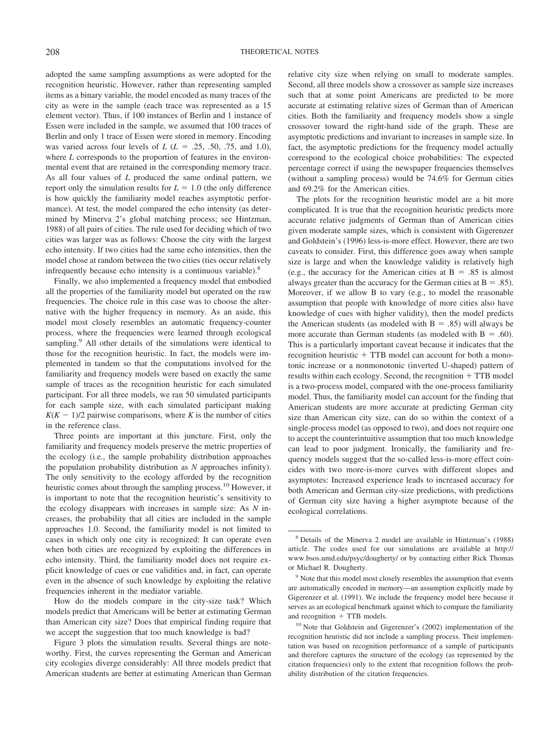adopted the same sampling assumptions as were adopted for the recognition heuristic. However, rather than representing sampled items as a binary variable, the model encoded as many traces of the city as were in the sample (each trace was represented as a 15 element vector). Thus, if 100 instances of Berlin and 1 instance of Essen were included in the sample, we assumed that 100 traces of Berlin and only 1 trace of Essen were stored in memory. Encoding was varied across four levels of $L$ ($L$ = .25, .50, .75, and 1.0), where $L$ corresponds to the proportion of features in the environmental event that are retained in the corresponding memory trace. As all four values of $L$ produced the same ordinal pattern, we report only the simulation results for $L$ = 1.0 (the only difference is how quickly the familiarity model reaches asymptotic performance). At test, the model compared the echo intensity (as determined by Minerva 2's global matching process; see Hintzman, 1988) of all pairs of cities. The rule used for deciding which of two cities was larger was as follows: Choose the city with the largest echo intensity. If two cities had the same echo intensities, then the model chose at random between the two cities (ties occur relatively infrequently because echo intensity is a continuous variable).[8]

Finally, we also implemented a frequency model that embodied all the properties of the familiarity model but operated on the raw frequencies. The choice rule in this case was to choose the alternative with the higher frequency in memory. As an aside, this model most closely resembles an automatic frequency-counter process, where the frequencies were learned through ecological sampling.[9] All other details of the simulations were identical to those for the recognition heuristic. In fact, the models were implemented in tandem so that the computations involved for the familiarity and frequency models were based on exactly the same sample of traces as the recognition heuristic for each simulated participant. For all three models, we ran 50 simulated participants for each sample size, with each simulated participant making $K(K - 1)/2$ pairwise comparisons, where $K$ is the number of cities in the reference class.

Three points are important at this juncture. First, only the familiarity and frequency models preserve the metric properties of the ecology (i.e., the sample probability distribution approaches the population probability distribution as $N$ approaches infinity). The only sensitivity to the ecology afforded by the recognition heuristic comes about through the sampling process.[10] However, it is important to note that the recognition heuristic's sensitivity to the ecology disappears with increases in sample size: As $N$ increases, the probability that all cities are included in the sample approaches 1.0. Second, the familiarity model is not limited to cases in which only one city is recognized: It can operate even when both cities are recognized by exploiting the differences in echo intensity. Third, the familiarity model does not require explicit knowledge of cues or cue validities and, in fact, can operate even in the absence of such knowledge by exploiting the relative frequencies inherent in the mediator variable.

How do the models compare in the city-size task? Which models predict that Americans will be better at estimating German than American city size? Does that empirical finding require that we accept the suggestion that too much knowledge is bad?

Figure 3 plots the simulation results. Several things are noteworthy. First, the curves representing the German and American city ecologies diverge considerably: All three models predict that American students are better at estimating American than German relative city size when relying on small to moderate samples. Second, all three models show a crossover as sample size increases such that at some point Americans are predicted to be more accurate at estimating relative sizes of German than of American cities. Both the familiarity and frequency models show a single crossover toward the right-hand side of the graph. These are asymptotic predictions and invariant to increases in sample size. In fact, the asymptotic predictions for the frequency model actually correspond to the ecological choice probabilities: The expected percentage correct if using the newspaper frequencies themselves (without a sampling process) would be 74.6% for German cities and 69.2% for the American cities.

The plots for the recognition heuristic model are a bit more complicated. It is true that the recognition heuristic predicts more accurate relative judgments of German than of American cities given moderate sample sizes, which is consistent with Gigerenzer and Goldstein's (1996) less-is-more effect. However, there are two caveats to consider. First, this difference goes away when sample size is large and when the knowledge validity is relatively high (e.g., the accuracy for the American cities at B = .85 is almost always greater than the accuracy for the German cities at B = .85). Moreover, if we allow B to vary (e.g., to model the reasonable assumption that people with knowledge of more cities also have knowledge of cues with higher validity), then the model predicts the American students (as modeled with B = .85) will always be more accurate than German students (as modeled with B = .60). This is a particularly important caveat because it indicates that the recognition heuristic + TTB model can account for both a monotonic increase or a nonmonotonic (inverted U-shaped) pattern of results within each ecology. Second, the recognition + TTB model is a two-process model, compared with the one-process familiarity model. Thus, the familiarity model can account for the finding that American students are more accurate at predicting German city size than American city size, can do so within the context of a single-process model (as opposed to two), and does not require one to accept the counterintuitive assumption that too much knowledge can lead to poor judgment. Ironically, the familiarity and frequency models suggest that the so-called less-is-more effect coincides with two more-is-more curves with different slopes and asymptotes: Increased experience leads to increased accuracy for both American and German city-size predictions, with predictions of German city size having a higher asymptote because of the ecological correlations.

---

[8] Details of the Minerva 2 model are available in Hintzman's (1988) article. The codes used for our simulations are available at http://www.bsos.umd.edu/psyc/dougherty/ or by contacting either Rick Thomas or Michael R. Dougherty.

[9] Note that this model most closely resembles the assumption that events are automatically encoded in memory—an assumption explicitly made by Gigerenzer et al. (1991). We include the frequency model here because it serves as an ecological benchmark against which to compare the familiarity and recognition + TTB models.

[10] Note that Goldstein and Gigerenzer's (2002) implementation of the recognition heuristic did not include a sampling process. Their implementation was based on recognition performance of a sample of participants and therefore captures the structure of the ecology (as represented by the citation frequencies) only to the extent that recognition follows the probability distribution of the citation frequencies.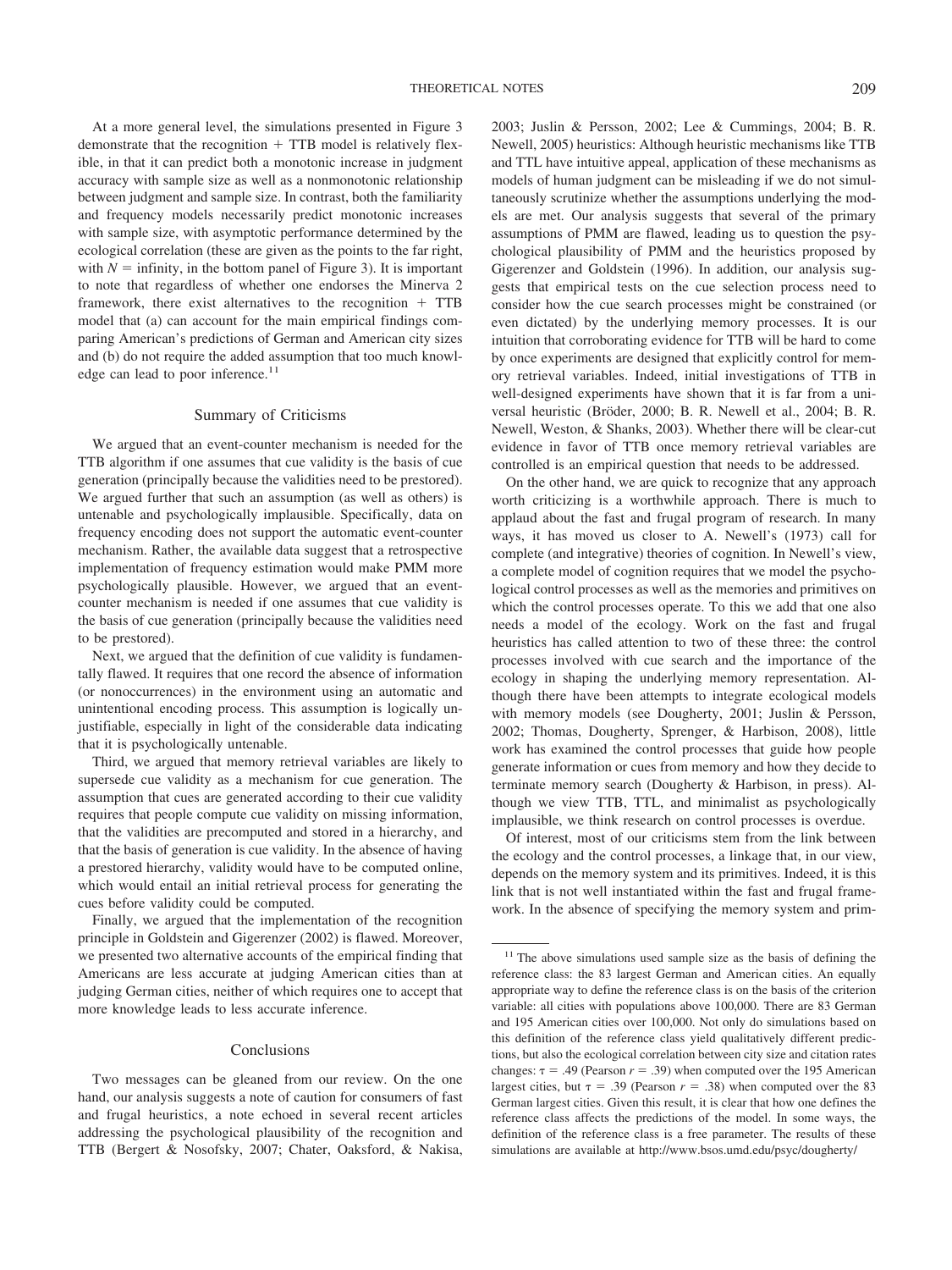At a more general level, the simulations presented in Figure 3 demonstrate that the recognition + TTB model is relatively flexible, in that it can predict both a monotonic increase in judgment accuracy with sample size as well as a nonmonotonic relationship between judgment and sample size. In contrast, both the familiarity and frequency models necessarily predict monotonic increases with sample size, with asymptotic performance determined by the ecological correlation (these are given as the points to the far right, with $N$ = infinity, in the bottom panel of Figure 3). It is important to note that regardless of whether one endorses the Minerva 2 framework, there exist alternatives to the recognition + TTB model that (a) can account for the main empirical findings comparing American's predictions of German and American city sizes and (b) do not require the added assumption that too much knowledge can lead to poor inference.[11]

## Summary of Criticisms

We argued that an event-counter mechanism is needed for the TTB algorithm if one assumes that cue validity is the basis of cue generation (principally because the validities need to be prestored). We argued further that such an assumption (as well as others) is untenable and psychologically implausible. Specifically, data on frequency encoding does not support the automatic event-counter mechanism. Rather, the available data suggest that a retrospective implementation of frequency estimation would make PMM more psychologically plausible. However, we argued that an event-counter mechanism is needed if one assumes that cue validity is the basis of cue generation (principally because the validities need to be prestored).

Next, we argued that the definition of cue validity is fundamentally flawed. It requires that one record the absence of information (or nonoccurrences) in the environment using an automatic and unintentional encoding process. This assumption is logically unjustifiable, especially in light of the considerable data indicating that it is psychologically untenable.

Third, we argued that memory retrieval variables are likely to supersede cue validity as a mechanism for cue generation. The assumption that cues are generated according to their cue validity requires that people compute cue validity on missing information, that the validities are precomputed and stored in a hierarchy, and that the basis of generation is cue validity. In the absence of having a prestored hierarchy, validity would have to be computed online, which would entail an initial retrieval process for generating the cues before validity could be computed.

Finally, we argued that the implementation of the recognition principle in Goldstein and Gigerenzer (2002) is flawed. Moreover, we presented two alternative accounts of the empirical finding that Americans are less accurate at judging American cities than at judging German cities, neither of which requires one to accept that more knowledge leads to less accurate inference.

## Conclusions

Two messages can be gleaned from our review. On the one hand, our analysis suggests a note of caution for consumers of fast and frugal heuristics, a note echoed in several recent articles addressing the psychological plausibility of the recognition and TTB (Bergert & Nosofsky, 2007; Chater, Oaksford, & Nakisa, 2003; Juslin & Persson, 2002; Lee & Cummings, 2004; B. R. Newell, 2005) heuristics: Although heuristic mechanisms like TTB and TTL have intuitive appeal, application of these mechanisms as models of human judgment can be misleading if we do not simultaneously scrutinize whether the assumptions underlying the models are met. Our analysis suggests that several of the primary assumptions of PMM are flawed, leading us to question the psychological plausibility of PMM and the heuristics proposed by Gigerenzer and Goldstein (1996). In addition, our analysis suggests that empirical tests on the cue selection process need to consider how the cue search processes might be constrained (or even dictated) by the underlying memory processes. It is our intuition that corroborating evidence for TTB will be hard to come by once experiments are designed that explicitly control for memory retrieval variables. Indeed, initial investigations of TTB in well-designed experiments have shown that it is far from a universal heuristic (Bröder, 2000; B. R. Newell et al., 2004; B. R. Newell, Weston, & Shanks, 2003). Whether there will be clear-cut evidence in favor of TTB once memory retrieval variables are controlled is an empirical question that needs to be addressed.

On the other hand, we are quick to recognize that any approach worth criticizing is a worthwhile approach. There is much to applaud about the fast and frugal program of research. In many ways, it has moved us closer to A. Newell's (1973) call for complete (and integrative) theories of cognition. In Newell's view, a complete model of cognition requires that we model the psychological control processes as well as the memories and primitives on which the control processes operate. To this we add that one also needs a model of the ecology. Work on the fast and frugal heuristics has called attention to two of these three: the control processes involved with cue search and the importance of the ecology in shaping the underlying memory representation. Although there have been attempts to integrate ecological models with memory models (see Dougherty, 2001; Juslin & Persson, 2002; Thomas, Dougherty, Sprenger, & Harbison, 2008), little work has examined the control processes that guide how people generate information or cues from memory and how they decide to terminate memory search (Dougherty & Harbison, in press). Although we view TTB, TTL, and minimalist as psychologically implausible, we think research on control processes is overdue.

Of interest, most of our criticisms stem from the link between the ecology and the control processes, a linkage that, in our view, depends on the memory system and its primitives. Indeed, it is this link that is not well instantiated within the fast and frugal framework. In the absence of specifying the memory system and prim-

---

[11] The above simulations used sample size as the basis of defining the reference class: the 83 largest German and American cities. An equally appropriate way to define the reference class is on the basis of the criterion variable: all cities with populations above 100,000. There are 83 German and 195 American cities over 100,000. Not only do simulations based on this definition of the reference class yield qualitatively different predictions, but also the ecological correlation between city size and citation rates changes: $\tau = .49$ (Pearson $r = .39$) when computed over the 195 American largest cities, but $\tau = .39$ (Pearson $r = .38$) when computed over the 83 German largest cities. Given this result, it is clear that how one defines the reference class affects the predictions of the model. In some ways, the definition of the reference class is a free parameter. The results of these simulations are available at http://www.bsos.umd.edu/psyc/dougherty/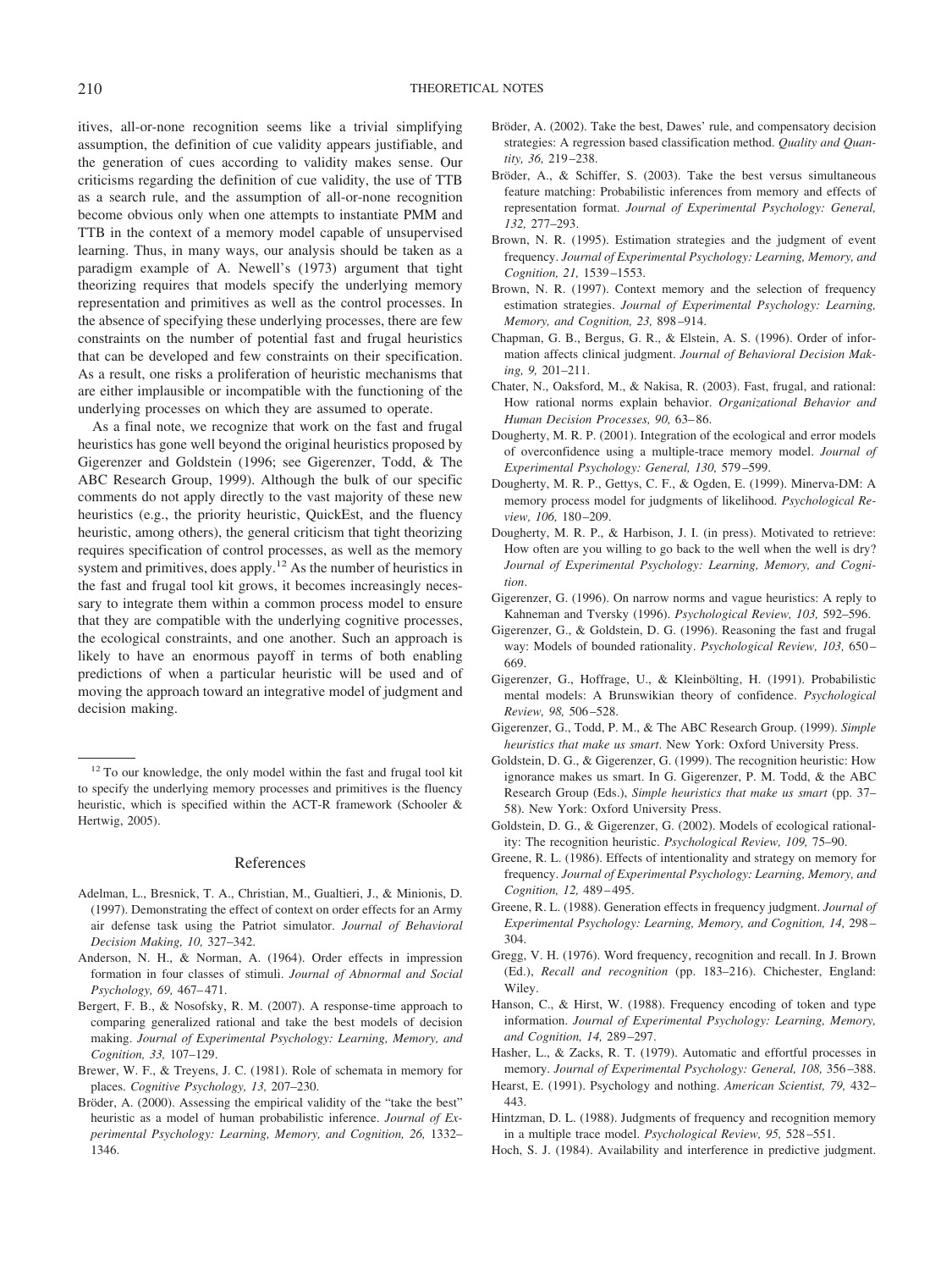itives, all-or-none recognition seems like a trivial simplifying assumption, the definition of cue validity appears justifiable, and the generation of cues according to validity makes sense. Our criticisms regarding the definition of cue validity, the use of TTB as a search rule, and the assumption of all-or-none recognition become obvious only when one attempts to instantiate PMM and TTB in the context of a memory model capable of unsupervised learning. Thus, in many ways, our analysis should be taken as a paradigm example of A. Newell's (1973) argument that tight theorizing requires that models specify the underlying memory representation and primitives as well as the control processes. In the absence of specifying these underlying processes, there are few constraints on the number of potential fast and frugal heuristics that can be developed and few constraints on their specification. As a result, one risks a proliferation of heuristic mechanisms that are either implausible or incompatible with the functioning of the underlying processes on which they are assumed to operate.

As a final note, we recognize that work on the fast and frugal heuristics has gone well beyond the original heuristics proposed by Gigerenzer and Goldstein (1996; see Gigerenzer, Todd, & The ABC Research Group, 1999). Although the bulk of our specific comments do not apply directly to the vast majority of these new heuristics (e.g., the priority heuristic, QuickEst, and the fluency heuristic, among others), the general criticism that tight theorizing requires specification of control processes, as well as the memory system and primitives, does apply.[12] As the number of heuristics in the fast and frugal tool kit grows, it becomes increasingly necessary to integrate them within a common process model to ensure that they are compatible with the underlying cognitive processes, the ecological constraints, and one another. Such an approach is likely to have an enormous payoff in terms of both enabling predictions of when a particular heuristic will be used and of moving the approach toward an integrative model of judgment and decision making.

[12] To our knowledge, the only model within the fast and frugal tool kit to specify the underlying memory processes and primitives is the fluency heuristic, which is specified within the ACT-R framework (Schooler & Hertwig, 2005).

## References

Adelman, L., Bresnick, T. A., Christian, M., Gualtieri, J., & Minionis, D. (1997). Demonstrating the effect of context on order effects for an Army air defense task using the Patriot simulator. *Journal of Behavioral Decision Making, 10,* 327–342.

Anderson, N. H., & Norman, A. (1964). Order effects in impression formation in four classes of stimuli. *Journal of Abnormal and Social Psychology, 69,* 467–471.

Bergert, F. B., & Nosofsky, R. M. (2007). A response-time approach to comparing generalized rational and take the best models of decision making. *Journal of Experimental Psychology: Learning, Memory, and Cognition, 33,* 107–129.

Brewer, W. F., & Treyens, J. C. (1981). Role of schemata in memory for places. *Cognitive Psychology, 13,* 207–230.

Bröder, A. (2000). Assessing the empirical validity of the "take the best" heuristic as a model of human probabilistic inference. *Journal of Experimental Psychology: Learning, Memory, and Cognition, 26,* 1332–1346.

Bröder, A. (2002). Take the best, Dawes' rule, and compensatory decision strategies: A regression based classification method. *Quality and Quantity, 36,* 219–238.

Bröder, A., & Schiffer, S. (2003). Take the best versus simultaneous feature matching: Probabilistic inferences from memory and effects of representation format. *Journal of Experimental Psychology: General, 132,* 277–293.

Brown, N. R. (1995). Estimation strategies and the judgment of event frequency. *Journal of Experimental Psychology: Learning, Memory, and Cognition, 21,* 1539–1553.

Brown, N. R. (1997). Context memory and the selection of frequency estimation strategies. *Journal of Experimental Psychology: Learning, Memory, and Cognition, 23,* 898–914.

Chapman, G. B., Bergus, G. R., & Elstein, A. S. (1996). Order of information affects clinical judgment. *Journal of Behavioral Decision Making, 9,* 201–211.

Chater, N., Oaksford, M., & Nakisa, R. (2003). Fast, frugal, and rational: How rational norms explain behavior. *Organizational Behavior and Human Decision Processes, 90,* 63–86.

Dougherty, M. R. P. (2001). Integration of the ecological and error models of overconfidence using a multiple-trace memory model. *Journal of Experimental Psychology: General, 130,* 579–599.

Dougherty, M. R. P., Gettys, C. F., & Ogden, E. (1999). Minerva-DM: A memory process model for judgments of likelihood. *Psychological Review, 106,* 180–209.

Dougherty, M. R. P., & Harbison, J. I. (in press). Motivated to retrieve: How often are you willing to go back to the well when the well is dry? *Journal of Experimental Psychology: Learning, Memory, and Cognition*.

Gigerenzer, G. (1996). On narrow norms and vague heuristics: A reply to Kahneman and Tversky (1996). *Psychological Review, 103,* 592–596.

Gigerenzer, G., & Goldstein, D. G. (1996). Reasoning the fast and frugal way: Models of bounded rationality. *Psychological Review, 103,* 650–669.

Gigerenzer, G., Hoffrage, U., & Kleinbölting, H. (1991). Probabilistic mental models: A Brunswikian theory of confidence. *Psychological Review, 98,* 506–528.

Gigerenzer, G., Todd, P. M., & The ABC Research Group. (1999). *Simple heuristics that make us smart*. New York: Oxford University Press.

Goldstein, D. G., & Gigerenzer, G. (1999). The recognition heuristic: How ignorance makes us smart. In G. Gigerenzer, P. M. Todd, & the ABC Research Group (Eds.), *Simple heuristics that make us smart* (pp. 37–58). New York: Oxford University Press.

Goldstein, D. G., & Gigerenzer, G. (2002). Models of ecological rationality: The recognition heuristic. *Psychological Review, 109,* 75–90.

Greene, R. L. (1986). Effects of intentionality and strategy on memory for frequency. *Journal of Experimental Psychology: Learning, Memory, and Cognition, 12,* 489–495.

Greene, R. L. (1988). Generation effects in frequency judgment. *Journal of Experimental Psychology: Learning, Memory, and Cognition, 14,* 298–304.

Gregg, V. H. (1976). Word frequency, recognition and recall. In J. Brown (Ed.), *Recall and recognition* (pp. 183–216). Chichester, England: Wiley.

Hanson, C., & Hirst, W. (1988). Frequency encoding of token and type information. *Journal of Experimental Psychology: Learning, Memory, and Cognition, 14,* 289–297.

Hasher, L., & Zacks, R. T. (1979). Automatic and effortful processes in memory. *Journal of Experimental Psychology: General, 108,* 356–388.

Hearst, E. (1991). Psychology and nothing. *American Scientist, 79,* 432–443.

Hintzman, D. L. (1988). Judgments of frequency and recognition memory in a multiple trace model. *Psychological Review, 95,* 528–551.

Hoch, S. J. (1984). Availability and interference in predictive judgment.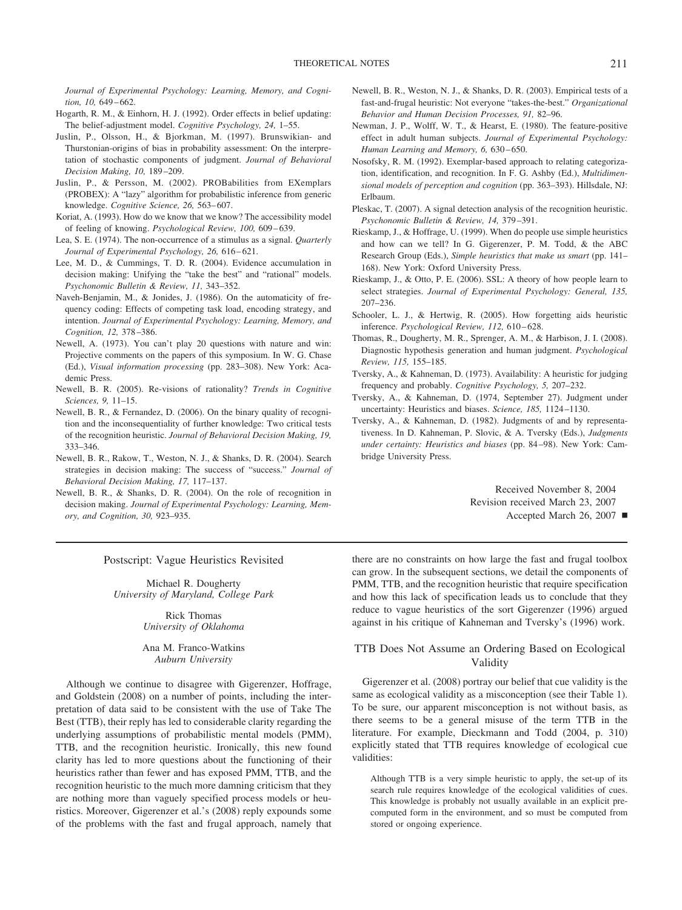*Journal of Experimental Psychology: Learning, Memory, and Cognition, 10,* 649–662.

Hogarth, R. M., & Einhorn, H. J. (1992). Order effects in belief updating: The belief-adjustment model. *Cognitive Psychology, 24,* 1–55.

Juslin, P., Olsson, H., & Bjorkman, M. (1997). Brunswikian- and Thurstonian-origins of bias in probability assessment: On the interpretation of stochastic components of judgment. *Journal of Behavioral Decision Making, 10,* 189–209.

Juslin, P., & Persson, M. (2002). PROBabilities from EXemplars (PROBEX): A "lazy" algorithm for probabilistic inference from generic knowledge. *Cognitive Science, 26,* 563–607.

Koriat, A. (1993). How do we know that we know? The accessibility model of feeling of knowing. *Psychological Review, 100,* 609–639.

Lea, S. E. (1974). The non-occurrence of a stimulus as a signal. *Quarterly Journal of Experimental Psychology, 26,* 616–621.

Lee, M. D., & Cummings, T. D. R. (2004). Evidence accumulation in decision making: Unifying the "take the best" and "rational" models. *Psychonomic Bulletin & Review, 11,* 343–352.

Naveh-Benjamin, M., & Jonides, J. (1986). On the automaticity of frequency coding: Effects of competing task load, encoding strategy, and intention. *Journal of Experimental Psychology: Learning, Memory, and Cognition, 12,* 378–386.

Newell, A. (1973). You can't play 20 questions with nature and win: Projective comments on the papers of this symposium. In W. G. Chase (Ed.), *Visual information processing* (pp. 283–308). New York: Academic Press.

Newell, B. R. (2005). Re-visions of rationality? *Trends in Cognitive Sciences, 9,* 11–15.

Newell, B. R., & Fernandez, D. (2006). On the binary quality of recognition and the inconsequentiality of further knowledge: Two critical tests of the recognition heuristic. *Journal of Behavioral Decision Making, 19,* 333–346.

Newell, B. R., Rakow, T., Weston, N. J., & Shanks, D. R. (2004). Search strategies in decision making: The success of "success." *Journal of Behavioral Decision Making, 17,* 117–137.

Newell, B. R., & Shanks, D. R. (2004). On the role of recognition in decision making. *Journal of Experimental Psychology: Learning, Memory, and Cognition, 30,* 923–935.

Newell, B. R., Weston, N. J., & Shanks, D. R. (2003). Empirical tests of a fast-and-frugal heuristic: Not everyone "takes-the-best." *Organizational Behavior and Human Decision Processes, 91,* 82–96.

Newman, J. P., Wolff, W. T., & Hearst, E. (1980). The feature-positive effect in adult human subjects. *Journal of Experimental Psychology: Human Learning and Memory, 6,* 630–650.

Nosofsky, R. M. (1992). Exemplar-based approach to relating categorization, identification, and recognition. In F. G. Ashby (Ed.), *Multidimensional models of perception and cognition* (pp. 363–393). Hillsdale, NJ: Erlbaum.

Pleskac, T. (2007). A signal detection analysis of the recognition heuristic. *Psychonomic Bulletin & Review, 14,* 379–391.

Rieskamp, J., & Hoffrage, U. (1999). When do people use simple heuristics and how can we tell? In G. Gigerenzer, P. M. Todd, & the ABC Research Group (Eds.), *Simple heuristics that make us smart* (pp. 141–168). New York: Oxford University Press.

Rieskamp, J., & Otto, P. E. (2006). SSL: A theory of how people learn to select strategies. *Journal of Experimental Psychology: General, 135,* 207–236.

Schooler, L. J., & Hertwig, R. (2005). How forgetting aids heuristic inference. *Psychological Review, 112,* 610–628.

Thomas, R., Dougherty, M. R., Sprenger, A. M., & Harbison, J. I. (2008). Diagnostic hypothesis generation and human judgment. *Psychological Review, 115,* 155–185.

Tversky, A., & Kahneman, D. (1973). Availability: A heuristic for judging frequency and probably. *Cognitive Psychology, 5,* 207–232.

Tversky, A., & Kahneman, D. (1974, September 27). Judgment under uncertainty: Heuristics and biases. *Science, 185,* 1124–1130.

Tversky, A., & Kahneman, D. (1982). Judgments of and by representativeness. In D. Kahneman, P. Slovic, & A. Tversky (Eds.), *Judgments under certainty: Heuristics and biases* (pp. 84–98). New York: Cambridge University Press.

Received November 8, 2004
Revision received March 23, 2007
Accepted March 26, 2007 ■

## Postscript: Vague Heuristics Revisited

Michael R. Dougherty
*University of Maryland, College Park*

Rick Thomas
*University of Oklahoma*

Ana M. Franco-Watkins
*Auburn University*

Although we continue to disagree with Gigerenzer, Hoffrage, and Goldstein (2008) on a number of points, including the interpretation of data said to be consistent with the use of Take The Best (TTB), their reply has led to considerable clarity regarding the underlying assumptions of probabilistic mental models (PMM), TTB, and the recognition heuristic. Ironically, this new found clarity has led to more questions about the functioning of their heuristics rather than fewer and has exposed PMM, TTB, and the recognition heuristic to the much more damning criticism that they are nothing more than vaguely specified process models or heuristics. Moreover, Gigerenzer et al.'s (2008) reply expounds some of the problems with the fast and frugal approach, namely that there are no constraints on how large the fast and frugal toolbox can grow. In the subsequent sections, we detail the components of PMM, TTB, and the recognition heuristic that require specification and how this lack of specification leads us to conclude that they reduce to vague heuristics of the sort Gigerenzer (1996) argued against in his critique of Kahneman and Tversky's (1996) work.

### TTB Does Not Assume an Ordering Based on Ecological Validity

Gigerenzer et al. (2008) portray our belief that cue validity is the same as ecological validity as a misconception (see their Table 1). To be sure, our apparent misconception is not without basis, as there seems to be a general misuse of the term TTB in the literature. For example, Dieckmann and Todd (2004, p. 310) explicitly stated that TTB requires knowledge of ecological cue validities:

> Although TTB is a very simple heuristic to apply, the set-up of its search rule requires knowledge of the ecological validities of cues. This knowledge is probably not usually available in an explicit precomputed form in the environment, and so must be computed from stored or ongoing experience.